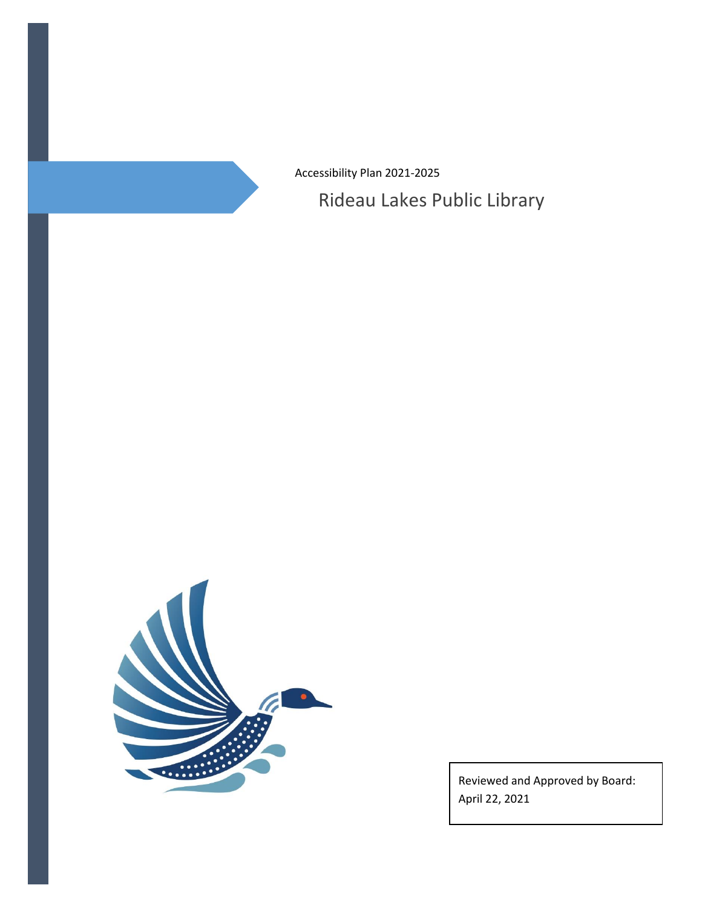Accessibility Plan 2021-2025

# Rideau Lakes Public Library

Reviewed and Approved by Board: April 22, 2021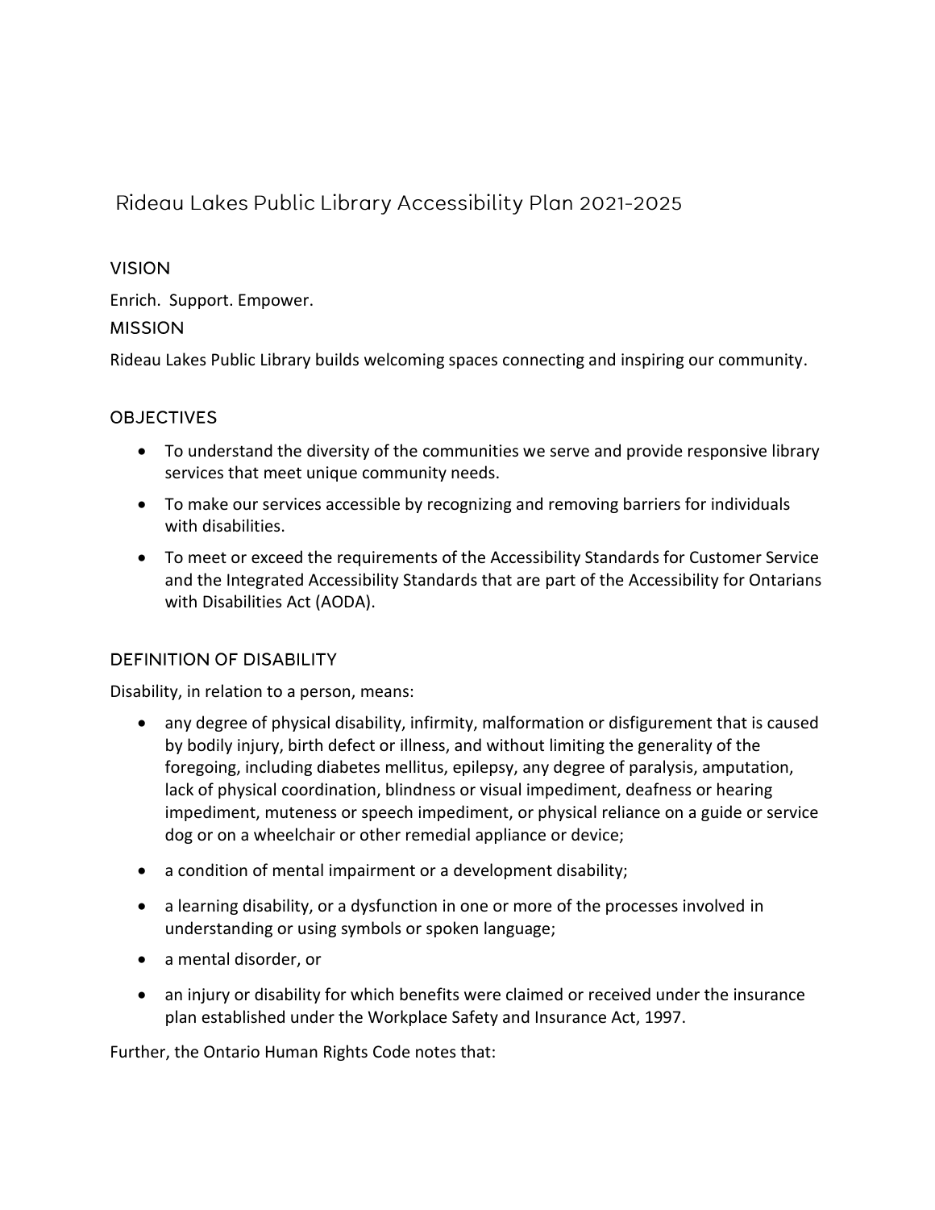# Rideau Lakes Public Library Accessibility Plan 2021-2025

## VISION

Enrich. Support. Empower.

## MISSION

Rideau Lakes Public Library builds welcoming spaces connecting and inspiring our community.

## OBJECTIVES

- To understand the diversity of the communities we serve and provide responsive library services that meet unique community needs.
- To make our services accessible by recognizing and removing barriers for individuals with disabilities.
- To meet or exceed the requirements of the Accessibility Standards for Customer Service and the Integrated Accessibility Standards that are part of the Accessibility for Ontarians with Disabilities Act (AODA).

## DEFINITION OF DISABILITY

Disability, in relation to a person, means:

- any degree of physical disability, infirmity, malformation or disfigurement that is caused by bodily injury, birth defect or illness, and without limiting the generality of the foregoing, including diabetes mellitus, epilepsy, any degree of paralysis, amputation, lack of physical coordination, blindness or visual impediment, deafness or hearing impediment, muteness or speech impediment, or physical reliance on a guide or service dog or on a wheelchair or other remedial appliance or device;
- a condition of mental impairment or a development disability;
- a learning disability, or a dysfunction in one or more of the processes involved in understanding or using symbols or spoken language;
- a mental disorder, or
- an injury or disability for which benefits were claimed or received under the insurance plan established under the Workplace Safety and Insurance Act, 1997.

Further, the Ontario Human Rights Code notes that: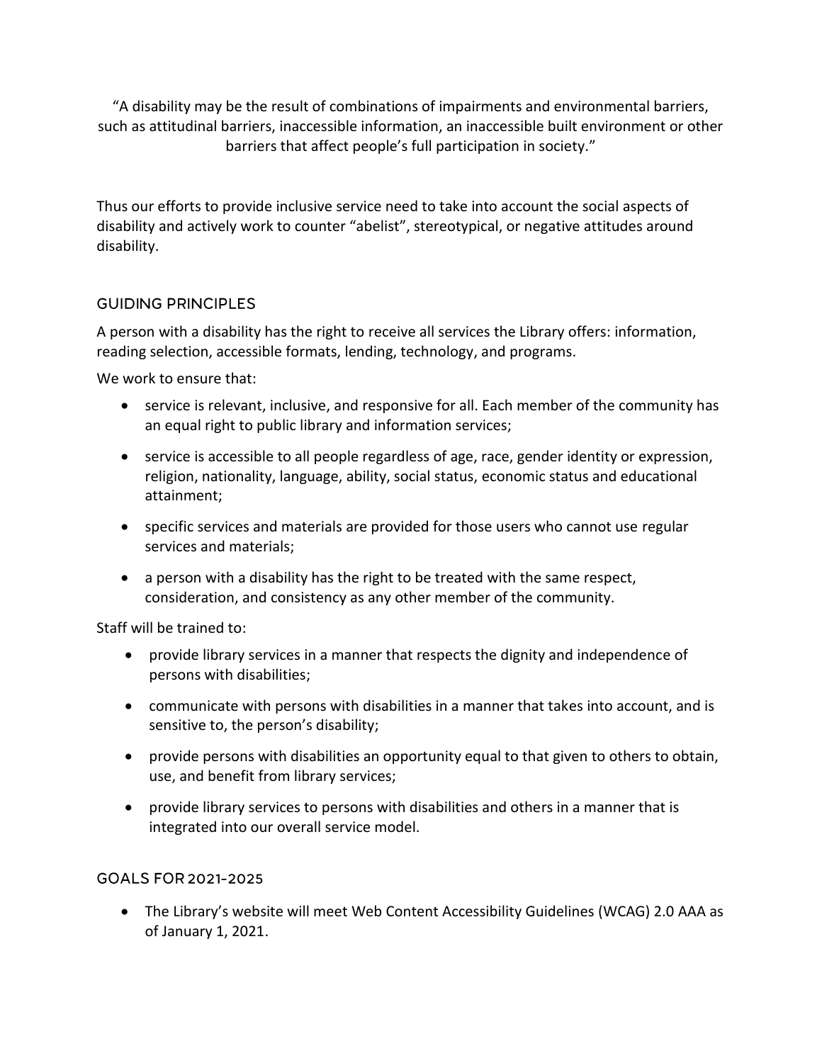"A disability may be the result of combinations of impairments and environmental barriers, such as attitudinal barriers, inaccessible information, an inaccessible built environment or other barriers that affect people's full participation in society."

Thus our efforts to provide inclusive service need to take into account the social aspects of disability and actively work to counter "abelist", stereotypical, or negative attitudes around disability.

## GUIDING PRINCIPLES

A person with a disability has the right to receive all services the Library offers: information, reading selection, accessible formats, lending, technology, and programs.

We work to ensure that:

- service is relevant, inclusive, and responsive for all. Each member of the community has an equal right to public library and information services;
- service is accessible to all people regardless of age, race, gender identity or expression, religion, nationality, language, ability, social status, economic status and educational attainment;
- specific services and materials are provided for those users who cannot use regular services and materials;
- a person with a disability has the right to be treated with the same respect, consideration, and consistency as any other member of the community.

Staff will be trained to:

- provide library services in a manner that respects the dignity and independence of persons with disabilities;
- communicate with persons with disabilities in a manner that takes into account, and is sensitive to, the person's disability;
- provide persons with disabilities an opportunity equal to that given to others to obtain, use, and benefit from library services;
- provide library services to persons with disabilities and others in a manner that is integrated into our overall service model.

## GOALS FOR 2021-2025

- The Library's website will meet Web Content Accessibility Guidelines (WCAG) 2.0 AAA as of January 1, 2021.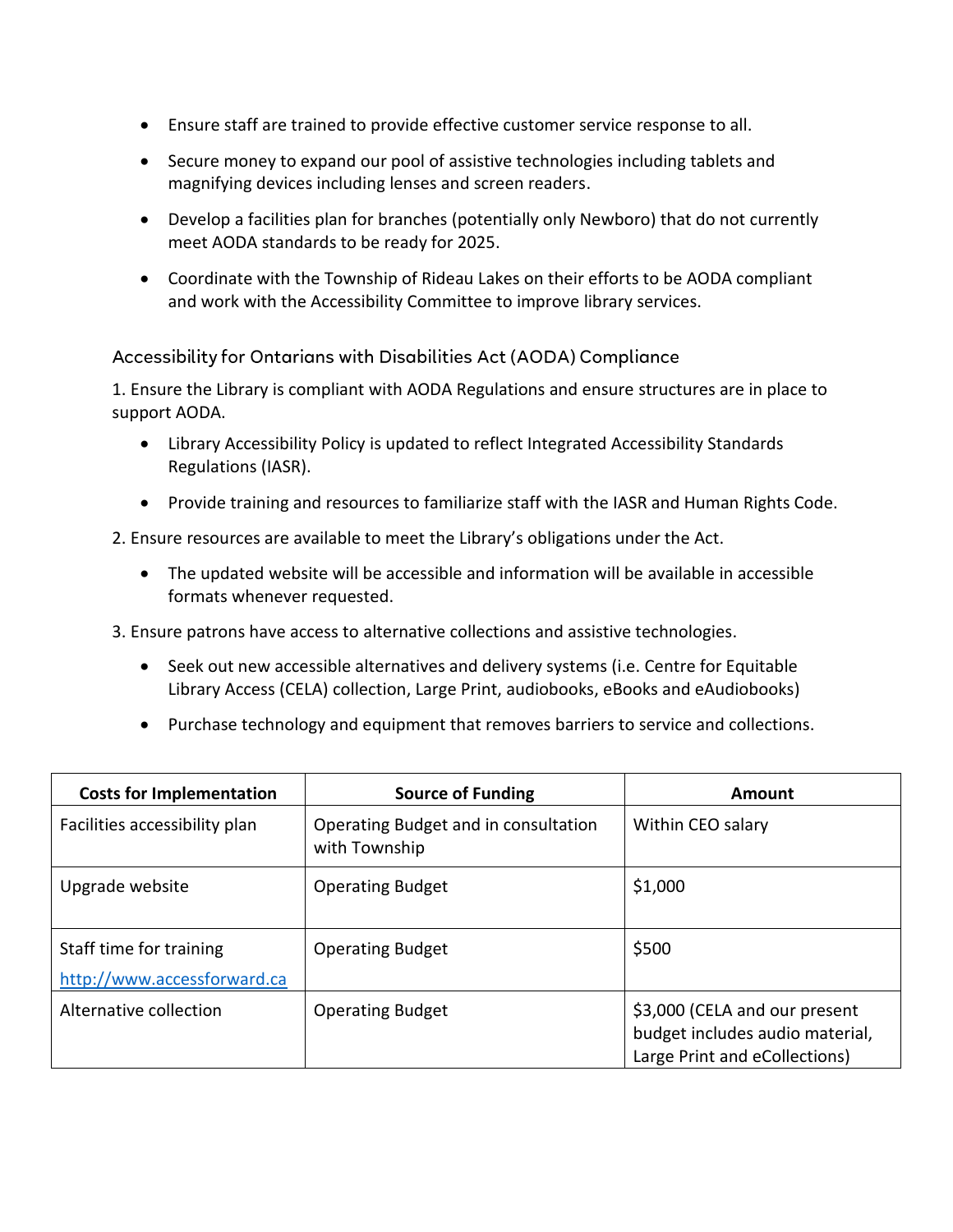- Ensure staff are trained to provide effective customer service response to all.
- Secure money to expand our pool of assistive technologies including tablets and magnifying devices including lenses and screen readers.
- Develop a facilities plan for branches (potentially only Newboro) that do not currently meet AODA standards to be ready for 2025.
- Coordinate with the Township of Rideau Lakes on their efforts to be AODA compliant and work with the Accessibility Committee to improve library services.

### Accessibility for Ontarians with Disabilities Act (AODA) Compliance

1. Ensure the Library is compliant with AODA Regulations and ensure structures are in place to support AODA.
   - Library Accessibility Policy is updated to reflect Integrated Accessibility Standards Regulations (IASR).
   - Provide training and resources to familiarize staff with the IASR and Human Rights Code.
2. Ensure resources are available to meet the Library's obligations under the Act.
   - The updated website will be accessible and information will be available in accessible formats whenever requested.
3. Ensure patrons have access to alternative collections and assistive technologies.
   - Seek out new accessible alternatives and delivery systems (i.e. Centre for Equitable Library Access (CELA) collection, Large Print, audiobooks, eBooks and eAudiobooks)
   - Purchase technology and equipment that removes barriers to service and collections.

| Costs for Implementation | Source of Funding | Amount |
|---|---|---|
| Facilities accessibility plan | Operating Budget and in consultation with Township | Within CEO salary |
| Upgrade website | Operating Budget | $1,000 |
| Staff time for training http://www.accessforward.ca | Operating Budget | $500 |
| Alternative collection | Operating Budget | $3,000 (CELA and our present budget includes audio material, Large Print and eCollections) |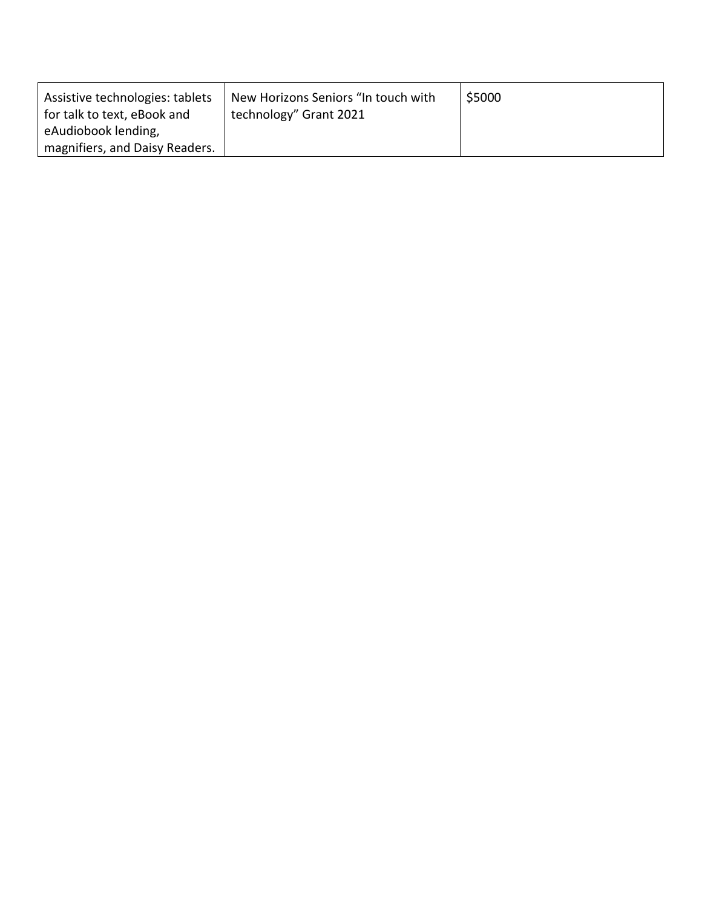| | | |
|---|---|---|
| Assistive technologies: tablets for talk to text, eBook and eAudiobook lending, magnifiers, and Daisy Readers. | New Horizons Seniors "In touch with technology" Grant 2021 | $5000 |